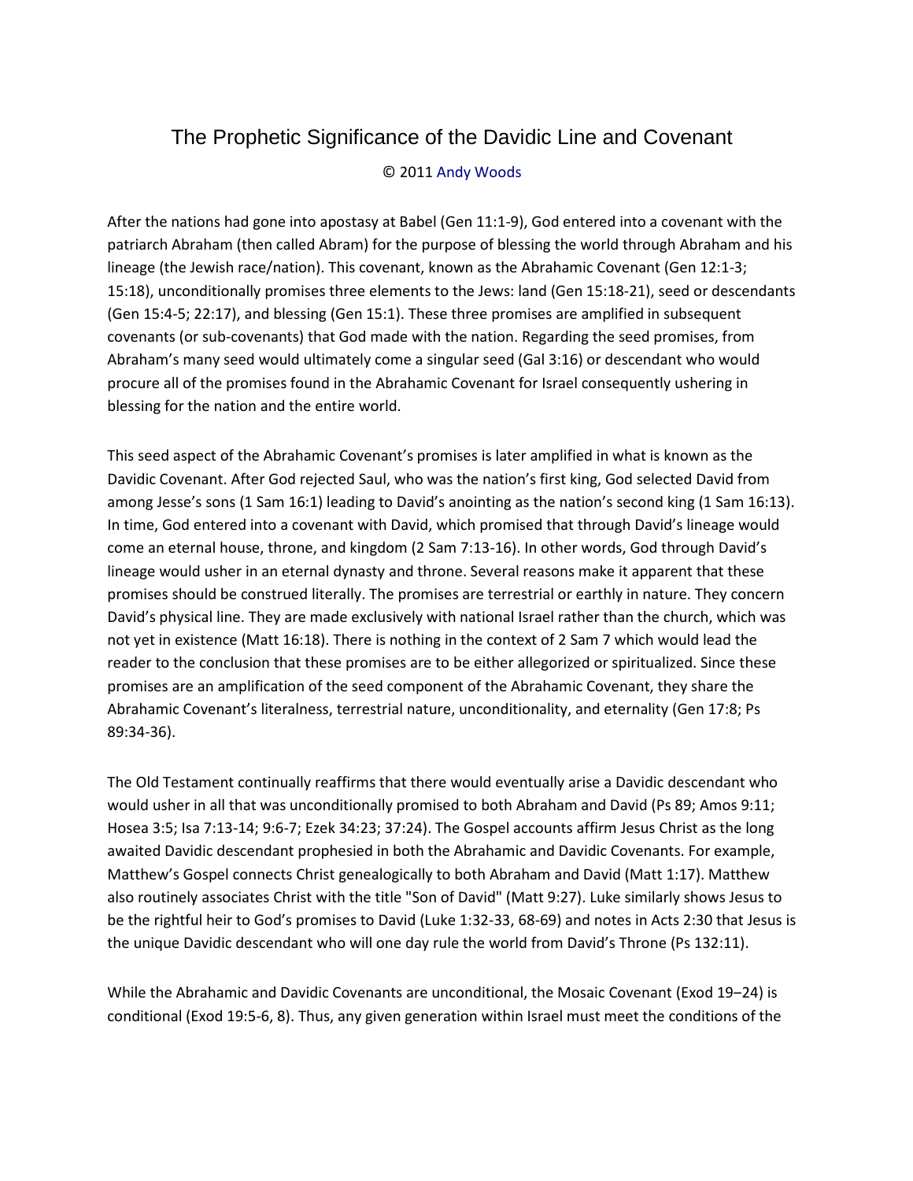# The Prophetic Significance of the Davidic Line and Covenant

© 2011 Andy Woods

After the nations had gone into apostasy at Babel (Gen 11:1-9), God entered into a covenant with the patriarch Abraham (then called Abram) for the purpose of blessing the world through Abraham and his lineage (the Jewish race/nation). This covenant, known as the Abrahamic Covenant (Gen 12:1-3; 15:18), unconditionally promises three elements to the Jews: land (Gen 15:18-21), seed or descendants (Gen 15:4-5; 22:17), and blessing (Gen 15:1). These three promises are amplified in subsequent covenants (or sub-covenants) that God made with the nation. Regarding the seed promises, from Abraham's many seed would ultimately come a singular seed (Gal 3:16) or descendant who would procure all of the promises found in the Abrahamic Covenant for Israel consequently ushering in blessing for the nation and the entire world.

This seed aspect of the Abrahamic Covenant's promises is later amplified in what is known as the Davidic Covenant. After God rejected Saul, who was the nation's first king, God selected David from among Jesse's sons (1 Sam 16:1) leading to David's anointing as the nation's second king (1 Sam 16:13). In time, God entered into a covenant with David, which promised that through David's lineage would come an eternal house, throne, and kingdom (2 Sam 7:13-16). In other words, God through David's lineage would usher in an eternal dynasty and throne. Several reasons make it apparent that these promises should be construed literally. The promises are terrestrial or earthly in nature. They concern David's physical line. They are made exclusively with national Israel rather than the church, which was not yet in existence (Matt 16:18). There is nothing in the context of 2 Sam 7 which would lead the reader to the conclusion that these promises are to be either allegorized or spiritualized. Since these promises are an amplification of the seed component of the Abrahamic Covenant, they share the Abrahamic Covenant's literalness, terrestrial nature, unconditionality, and eternality (Gen 17:8; Ps 89:34-36).

The Old Testament continually reaffirms that there would eventually arise a Davidic descendant who would usher in all that was unconditionally promised to both Abraham and David (Ps 89; Amos 9:11; Hosea 3:5; Isa 7:13-14; 9:6-7; Ezek 34:23; 37:24). The Gospel accounts affirm Jesus Christ as the long awaited Davidic descendant prophesied in both the Abrahamic and Davidic Covenants. For example, Matthew's Gospel connects Christ genealogically to both Abraham and David (Matt 1:17). Matthew also routinely associates Christ with the title "Son of David" (Matt 9:27). Luke similarly shows Jesus to be the rightful heir to God's promises to David (Luke 1:32-33, 68-69) and notes in Acts 2:30 that Jesus is the unique Davidic descendant who will one day rule the world from David's Throne (Ps 132:11).

While the Abrahamic and Davidic Covenants are unconditional, the Mosaic Covenant (Exod 19–24) is conditional (Exod 19:5-6, 8). Thus, any given generation within Israel must meet the conditions of the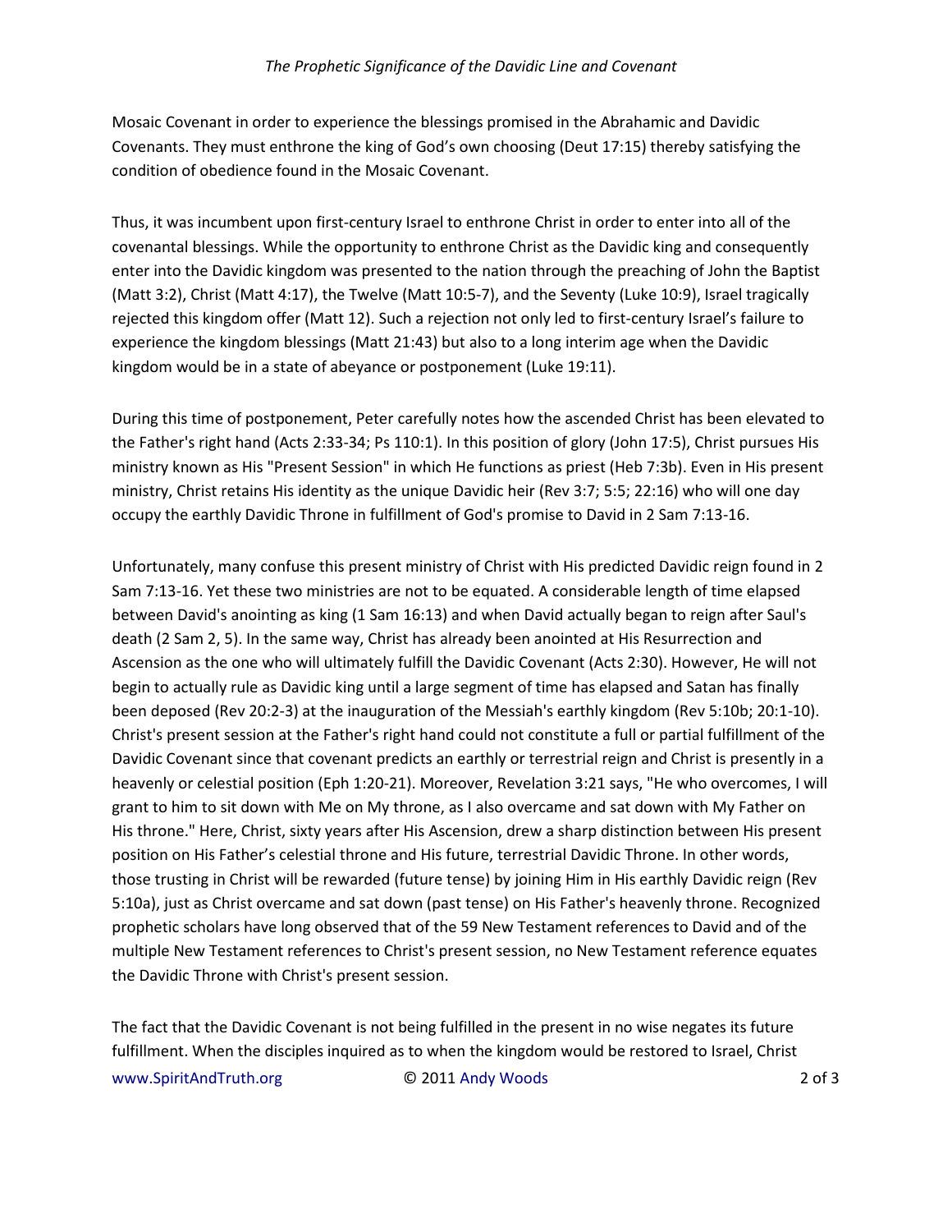Mosaic Covenant in order to experience the blessings promised in the Abrahamic and Davidic Covenants. They must enthrone the king of God's own choosing (Deut 17:15) thereby satisfying the condition of obedience found in the Mosaic Covenant.

Thus, it was incumbent upon first-century Israel to enthrone Christ in order to enter into all of the covenantal blessings. While the opportunity to enthrone Christ as the Davidic king and consequently enter into the Davidic kingdom was presented to the nation through the preaching of John the Baptist (Matt 3:2), Christ (Matt 4:17), the Twelve (Matt 10:5-7), and the Seventy (Luke 10:9), Israel tragically rejected this kingdom offer (Matt 12). Such a rejection not only led to first-century Israel's failure to experience the kingdom blessings (Matt 21:43) but also to a long interim age when the Davidic kingdom would be in a state of abeyance or postponement (Luke 19:11).

During this time of postponement, Peter carefully notes how the ascended Christ has been elevated to the Father's right hand (Acts 2:33-34; Ps 110:1). In this position of glory (John 17:5), Christ pursues His ministry known as His "Present Session" in which He functions as priest (Heb 7:3b). Even in His present ministry, Christ retains His identity as the unique Davidic heir (Rev 3:7; 5:5; 22:16) who will one day occupy the earthly Davidic Throne in fulfillment of God's promise to David in 2 Sam 7:13-16.

Unfortunately, many confuse this present ministry of Christ with His predicted Davidic reign found in 2 Sam 7:13-16. Yet these two ministries are not to be equated. A considerable length of time elapsed between David's anointing as king (1 Sam 16:13) and when David actually began to reign after Saul's death (2 Sam 2, 5). In the same way, Christ has already been anointed at His Resurrection and Ascension as the one who will ultimately fulfill the Davidic Covenant (Acts 2:30). However, He will not begin to actually rule as Davidic king until a large segment of time has elapsed and Satan has finally been deposed (Rev 20:2-3) at the inauguration of the Messiah's earthly kingdom (Rev 5:10b; 20:1-10). Christ's present session at the Father's right hand could not constitute a full or partial fulfillment of the Davidic Covenant since that covenant predicts an earthly or terrestrial reign and Christ is presently in a heavenly or celestial position (Eph 1:20-21). Moreover, Revelation 3:21 says, "He who overcomes, I will grant to him to sit down with Me on My throne, as I also overcame and sat down with My Father on His throne." Here, Christ, sixty years after His Ascension, drew a sharp distinction between His present position on His Father's celestial throne and His future, terrestrial Davidic Throne. In other words, those trusting in Christ will be rewarded (future tense) by joining Him in His earthly Davidic reign (Rev 5:10a), just as Christ overcame and sat down (past tense) on His Father's heavenly throne. Recognized prophetic scholars have long observed that of the 59 New Testament references to David and of the multiple New Testament references to Christ's present session, no New Testament reference equates the Davidic Throne with Christ's present session.

The fact that the Davidic Covenant is not being fulfilled in the present in no wise negates its future fulfillment. When the disciples inquired as to when the kingdom would be restored to Israel, Christ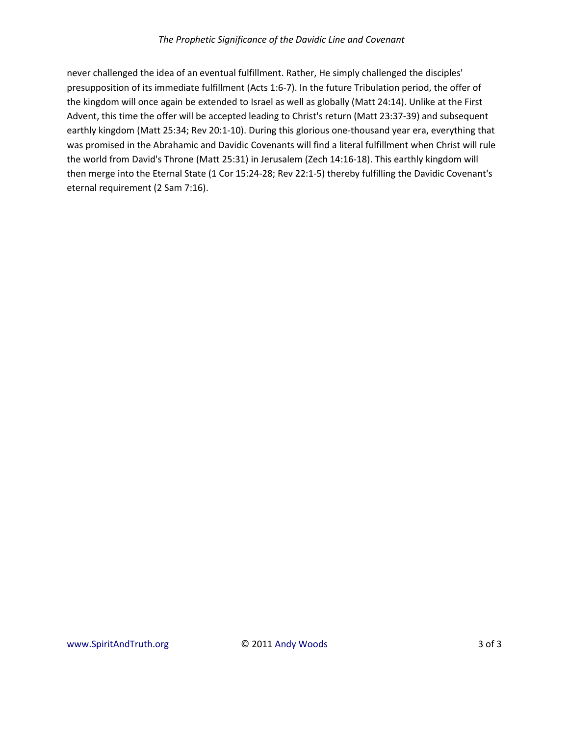never challenged the idea of an eventual fulfillment. Rather, He simply challenged the disciples' presupposition of its immediate fulfillment (Acts 1:6-7). In the future Tribulation period, the offer of the kingdom will once again be extended to Israel as well as globally (Matt 24:14). Unlike at the First Advent, this time the offer will be accepted leading to Christ's return (Matt 23:37-39) and subsequent earthly kingdom (Matt 25:34; Rev 20:1-10). During this glorious one-thousand year era, everything that was promised in the Abrahamic and Davidic Covenants will find a literal fulfillment when Christ will rule the world from David's Throne (Matt 25:31) in Jerusalem (Zech 14:16-18). This earthly kingdom will then merge into the Eternal State (1 Cor 15:24-28; Rev 22:1-5) thereby fulfilling the Davidic Covenant's eternal requirement (2 Sam 7:16).